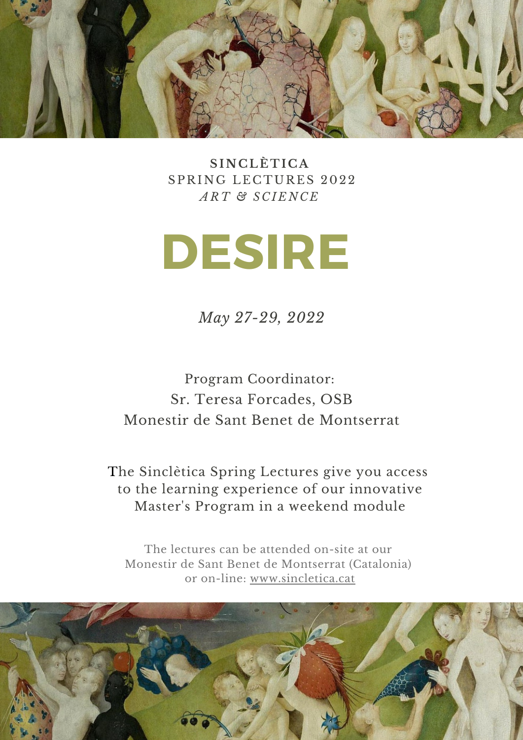**SINCLÈTICA**
SPRING LECTURES 2022
*ART & SCIENCE*

# DESIRE

*May 27-29, 2022*

Program Coordinator:
Sr. Teresa Forcades, OSB
Monestir de Sant Benet de Montserrat

The Sinclètica Spring Lectures give you access to the learning experience of our innovative Master's Program in a weekend module

The lectures can be attended on-site at our Monestir de Sant Benet de Montserrat (Catalonia) or on-line: www.sincletica.cat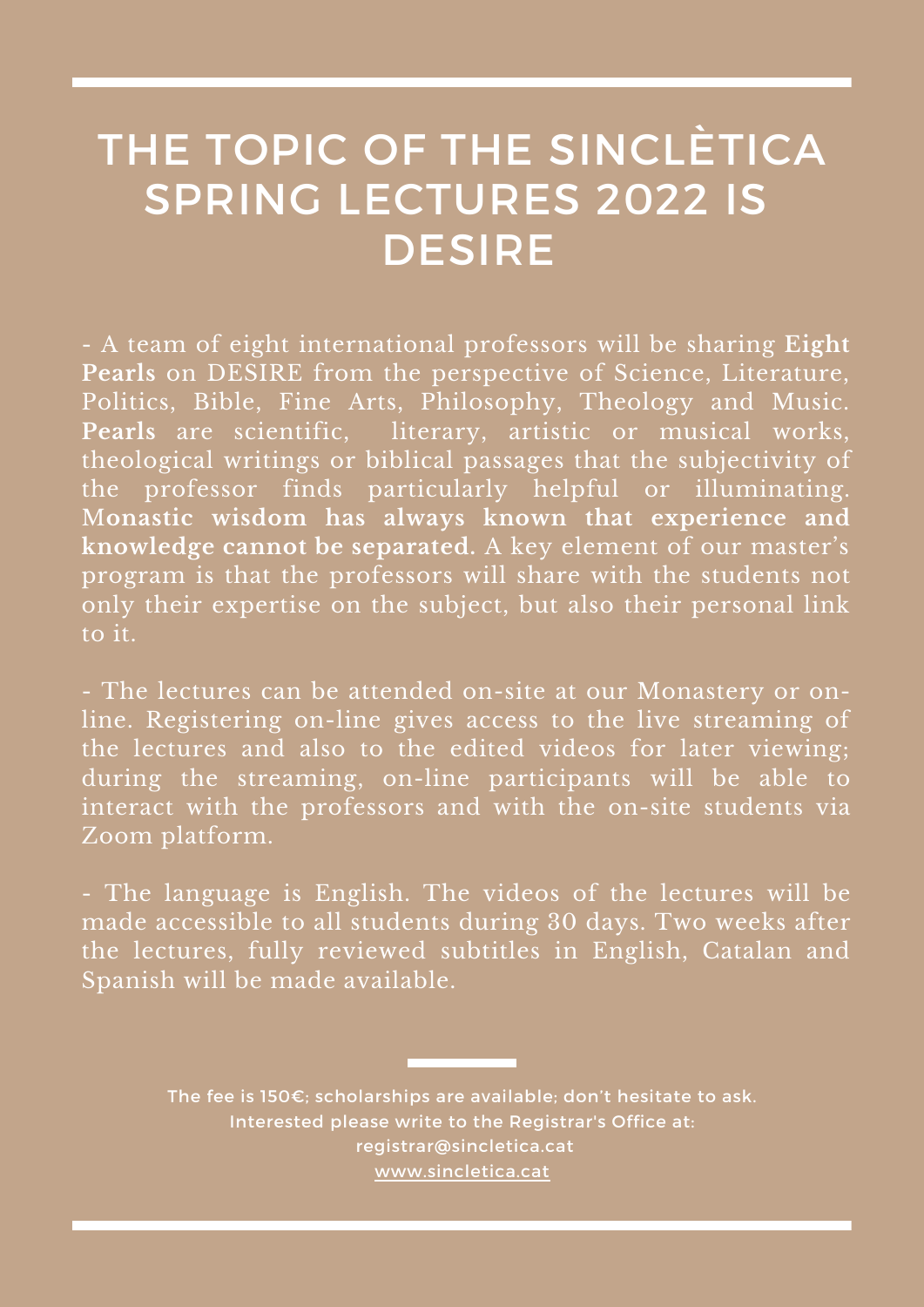# THE TOPIC OF THE SINCLÈTICA SPRING LECTURES 2022 IS DESIRE

- A team of eight international professors will be sharing **Eight Pearls** on DESIRE from the perspective of Science, Literature, Politics, Bible, Fine Arts, Philosophy, Theology and Music. **Pearls** are scientific, literary, artistic or musical works, theological writings or biblical passages that the subjectivity of the professor finds particularly helpful or illuminating. **Monastic wisdom has always known that experience and knowledge cannot be separated.** A key element of our master's program is that the professors will share with the students not only their expertise on the subject, but also their personal link to it.

- The lectures can be attended on-site at our Monastery or on-line. Registering on-line gives access to the live streaming of the lectures and also to the edited videos for later viewing; during the streaming, on-line participants will be able to interact with the professors and with the on-site students via Zoom platform.

- The language is English. The videos of the lectures will be made accessible to all students during 30 days. Two weeks after the lectures, fully reviewed subtitles in English, Catalan and Spanish will be made available.

The fee is 150€; scholarships are available; don't hesitate to ask.
Interested please write to the Registrar's Office at:
registrar@sincletica.cat
www.sincletica.cat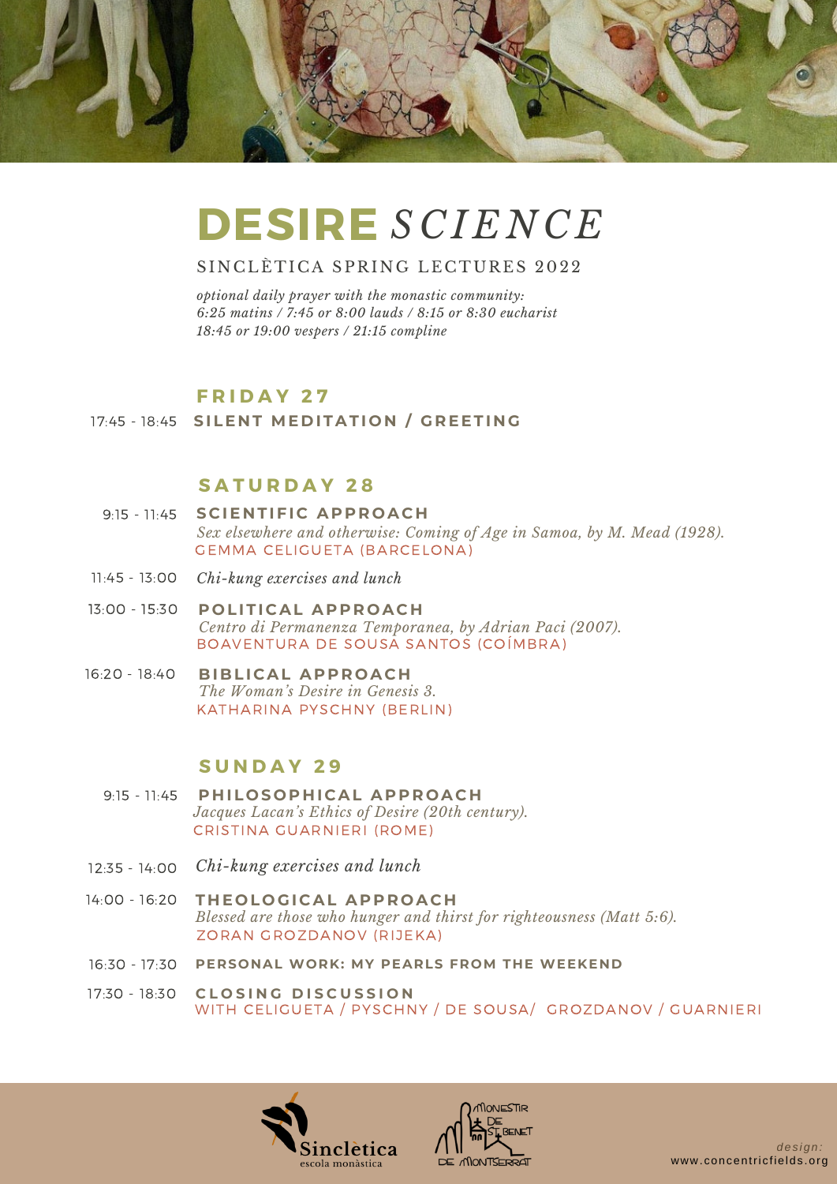# DESIRE *SCIENCE*

SINCLÈTICA SPRING LECTURES 2022

*optional daily prayer with the monastic community:*
*6:25 matins / 7:45 or 8:00 lauds / 8:15 or 8:30 eucharist*
*18:45 or 19:00 vespers / 21:15 compline*

## FRIDAY 27

17:45 - 18:45 **SILENT MEDITATION / GREETING**

## SATURDAY 28

9:15 - 11:45 **SCIENTIFIC APPROACH**
*Sex elsewhere and otherwise: Coming of Age in Samoa, by M. Mead (1928).*
GEMMA CELIGUETA (BARCELONA)

11:45 - 13:00 *Chi-kung exercises and lunch*

13:00 - 15:30 **POLITICAL APPROACH**
*Centro di Permanenza Temporanea, by Adrian Paci (2007).*
BOAVENTURA DE SOUSA SANTOS (COÍMBRA)

16:20 - 18:40 **BIBLICAL APPROACH**
*The Woman's Desire in Genesis 3.*
KATHARINA PYSCHNY (BERLIN)

## SUNDAY 29

9:15 - 11:45 **PHILOSOPHICAL APPROACH**
*Jacques Lacan's Ethics of Desire (20th century).*
CRISTINA GUARNIERI (ROME)

12:35 - 14:00 *Chi-kung exercises and lunch*

14:00 - 16:20 **THEOLOGICAL APPROACH**
*Blessed are those who hunger and thirst for righteousness (Matt 5:6).*
ZORAN GROZDANOV (RIJEKA)

16:30 - 17:30 **PERSONAL WORK: MY PEARLS FROM THE WEEKEND**

17:30 - 18:30 **CLOSING DISCUSSION**
WITH CELIGUETA / PYSCHNY / DE SOUSA / GROZDANOV / GUARNIERI

Sinclètica escola monàstica

MONESTIR DE ST. BENET DE MONTSERRAT

*design:* www.concentricfields.org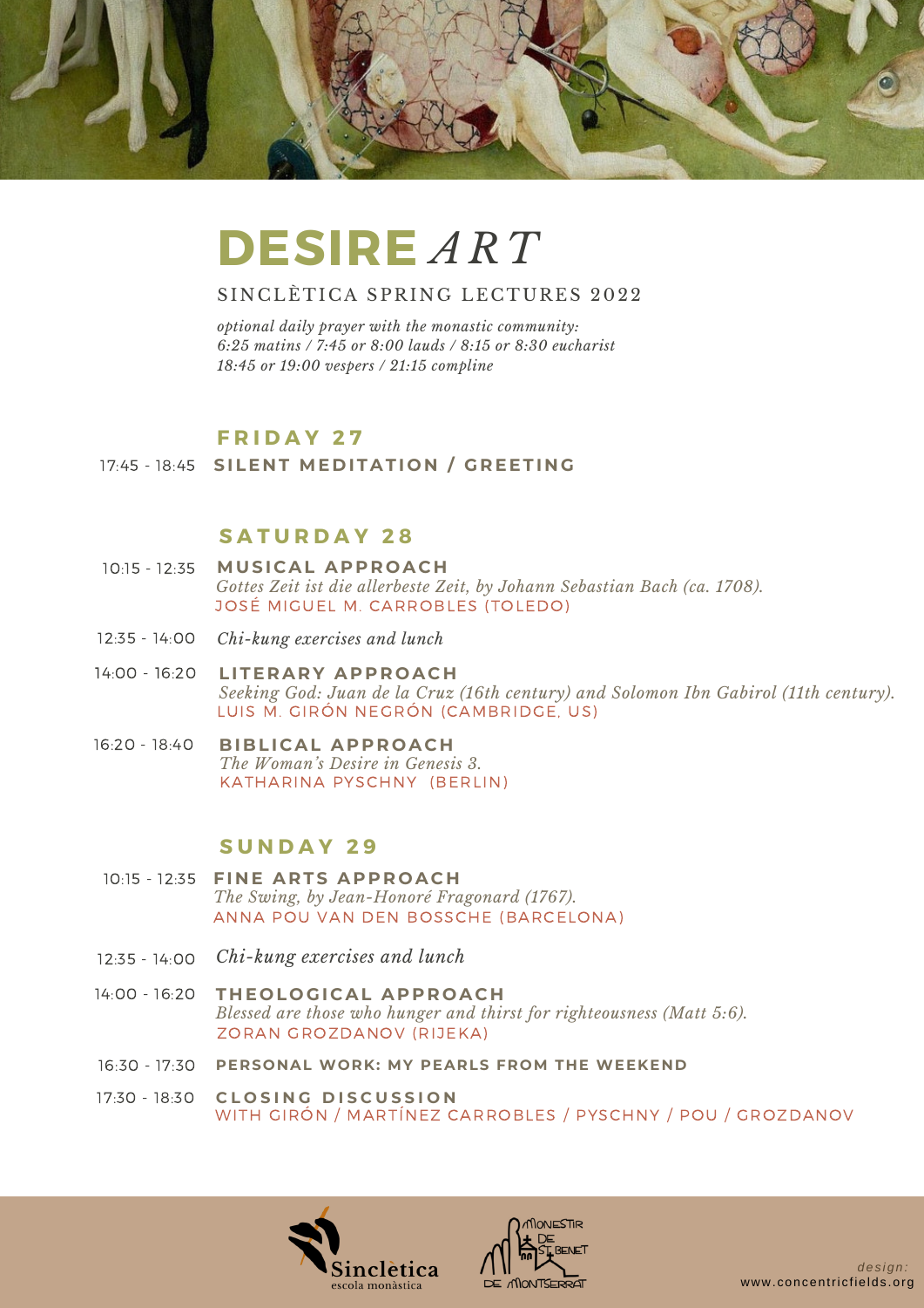# DESIRE *ART*

SINCLÈTICA SPRING LECTURES 2022

*optional daily prayer with the monastic community:*
*6:25 matins / 7:45 or 8:00 lauds / 8:15 or 8:30 eucharist*
*18:45 or 19:00 vespers / 21:15 compline*

## FRIDAY 27

17:45 - 18:45 **SILENT MEDITATION / GREETING**

## SATURDAY 28

10:15 - 12:35 **MUSICAL APPROACH**
*Gottes Zeit ist die allerbeste Zeit, by Johann Sebastian Bach (ca. 1708).*
JOSÉ MIGUEL M. CARROBLES (TOLEDO)

12:35 - 14:00 *Chi-kung exercises and lunch*

14:00 - 16:20 **LITERARY APPROACH**
*Seeking God: Juan de la Cruz (16th century) and Solomon Ibn Gabirol (11th century).*
LUIS M. GIRÓN NEGRÓN (CAMBRIDGE, US)

16:20 - 18:40 **BIBLICAL APPROACH**
*The Woman's Desire in Genesis 3.*
KATHARINA PYSCHNY (BERLIN)

## SUNDAY 29

10:15 - 12:35 **FINE ARTS APPROACH**
*The Swing, by Jean-Honoré Fragonard (1767).*
ANNA POU VAN DEN BOSSCHE (BARCELONA)

12:35 - 14:00 *Chi-kung exercises and lunch*

14:00 - 16:20 **THEOLOGICAL APPROACH**
*Blessed are those who hunger and thirst for righteousness (Matt 5:6).*
ZORAN GROZDANOV (RIJEKA)

16:30 - 17:30 **PERSONAL WORK: MY PEARLS FROM THE WEEKEND**

17:30 - 18:30 **CLOSING DISCUSSION**
WITH GIRÓN / MARTÍNEZ CARROBLES / PYSCHNY / POU / GROZDANOV

Sinclètica escola monàstica

MONESTIR DE ST. BENET DE MONTSERRAT

*design:* www.concentricfields.org